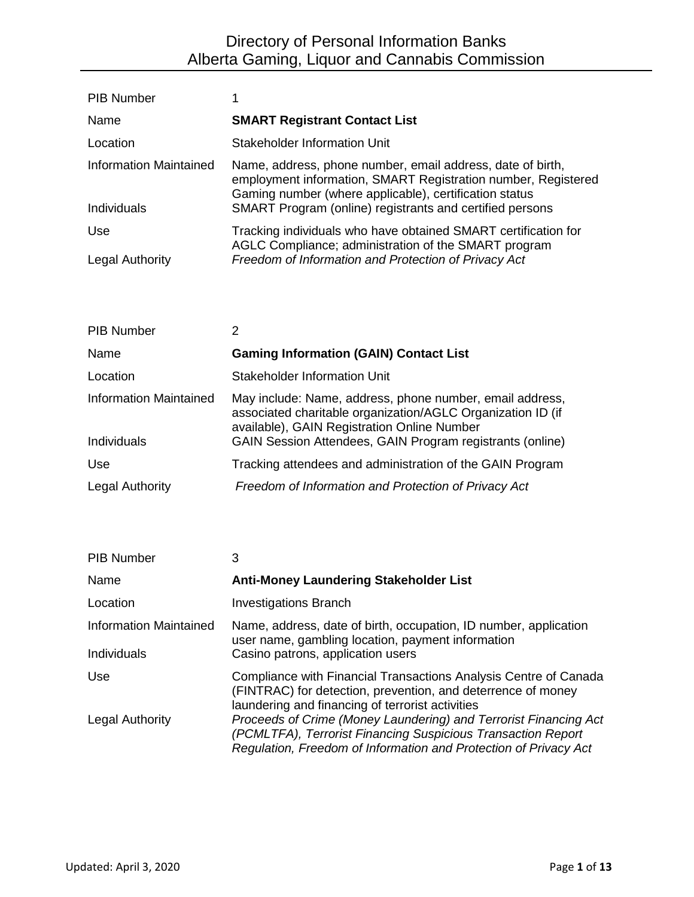# Directory of Personal Information Banks
## Alberta Gaming, Liquor and Cannabis Commission

| | |
|---|---|
| PIB Number | 1 |
| Name | **SMART Registrant Contact List** |
| Location | Stakeholder Information Unit |
| Information Maintained | Name, address, phone number, email address, date of birth, employment information, SMART Registration number, Registered Gaming number (where applicable), certification status |
| Individuals | SMART Program (online) registrants and certified persons |
| Use | Tracking individuals who have obtained SMART certification for AGLC Compliance; administration of the SMART program |
| Legal Authority | *Freedom of Information and Protection of Privacy Act* |

| | |
|---|---|
| PIB Number | 2 |
| Name | **Gaming Information (GAIN) Contact List** |
| Location | Stakeholder Information Unit |
| Information Maintained | May include: Name, address, phone number, email address, associated charitable organization/AGLC Organization ID (if available), GAIN Registration Online Number |
| Individuals | GAIN Session Attendees, GAIN Program registrants (online) |
| Use | Tracking attendees and administration of the GAIN Program |
| Legal Authority | *Freedom of Information and Protection of Privacy Act* |

| | |
|---|---|
| PIB Number | 3 |
| Name | **Anti-Money Laundering Stakeholder List** |
| Location | Investigations Branch |
| Information Maintained | Name, address, date of birth, occupation, ID number, application user name, gambling location, payment information |
| Individuals | Casino patrons, application users |
| Use | Compliance with Financial Transactions Analysis Centre of Canada (FINTRAC) for detection, prevention, and deterrence of money laundering and financing of terrorist activities |
| Legal Authority | *Proceeds of Crime (Money Laundering) and Terrorist Financing Act (PCMLTFA), Terrorist Financing Suspicious Transaction Report Regulation, Freedom of Information and Protection of Privacy Act* |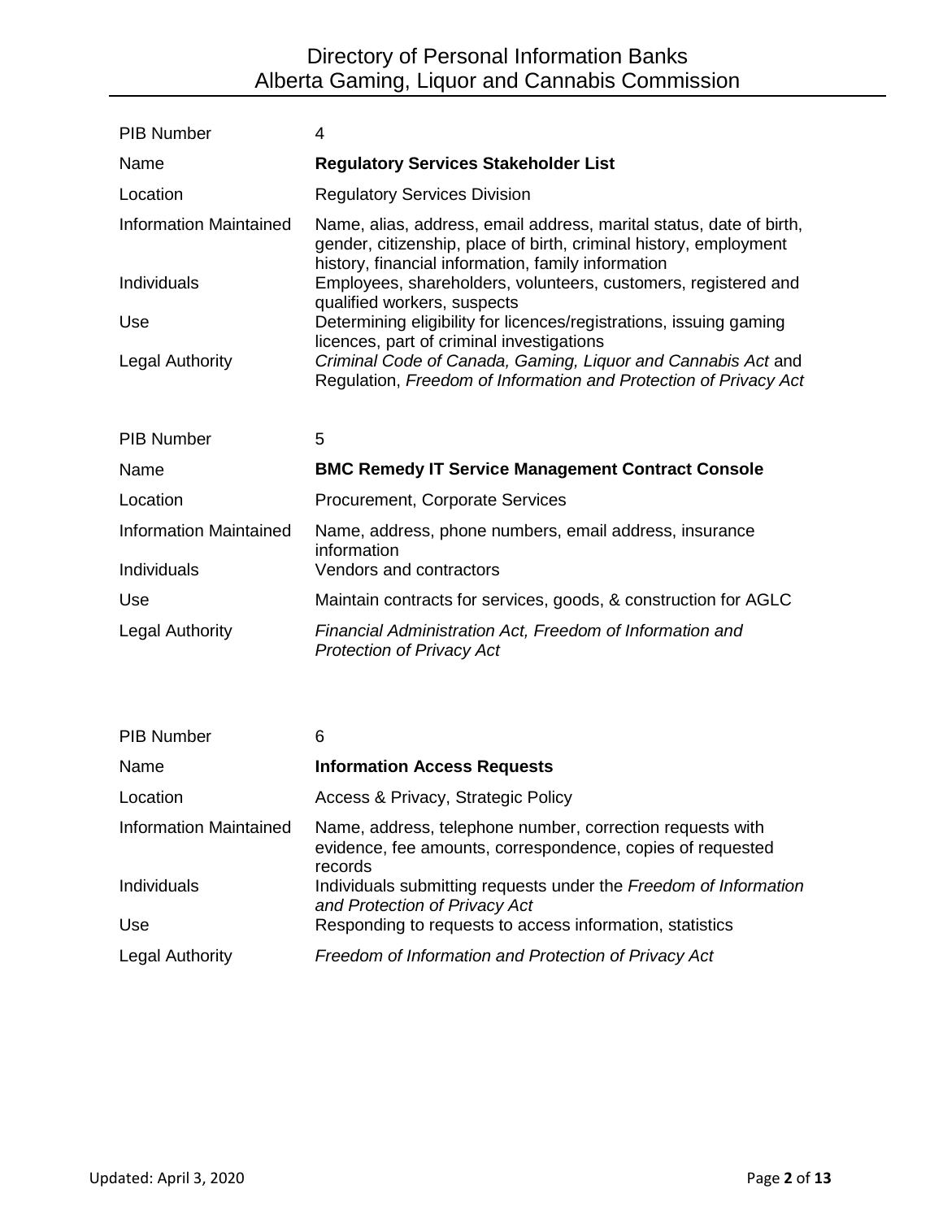| | |
|---|---|
| PIB Number | 4 |
| Name | **Regulatory Services Stakeholder List** |
| Location | Regulatory Services Division |
| Information Maintained | Name, alias, address, email address, marital status, date of birth, gender, citizenship, place of birth, criminal history, employment history, financial information, family information |
| Individuals | Employees, shareholders, volunteers, customers, registered and qualified workers, suspects |
| Use | Determining eligibility for licences/registrations, issuing gaming licences, part of criminal investigations |
| Legal Authority | *Criminal Code of Canada, Gaming, Liquor and Cannabis Act* and Regulation, *Freedom of Information and Protection of Privacy Act* |

| | |
|---|---|
| PIB Number | 5 |
| Name | **BMC Remedy IT Service Management Contract Console** |
| Location | Procurement, Corporate Services |
| Information Maintained | Name, address, phone numbers, email address, insurance information |
| Individuals | Vendors and contractors |
| Use | Maintain contracts for services, goods, & construction for AGLC |
| Legal Authority | *Financial Administration Act, Freedom of Information and Protection of Privacy Act* |

| | |
|---|---|
| PIB Number | 6 |
| Name | **Information Access Requests** |
| Location | Access & Privacy, Strategic Policy |
| Information Maintained | Name, address, telephone number, correction requests with evidence, fee amounts, correspondence, copies of requested records |
| Individuals | Individuals submitting requests under the *Freedom of Information and Protection of Privacy Act* |
| Use | Responding to requests to access information, statistics |
| Legal Authority | *Freedom of Information and Protection of Privacy Act* |

Updated: April 3, 2020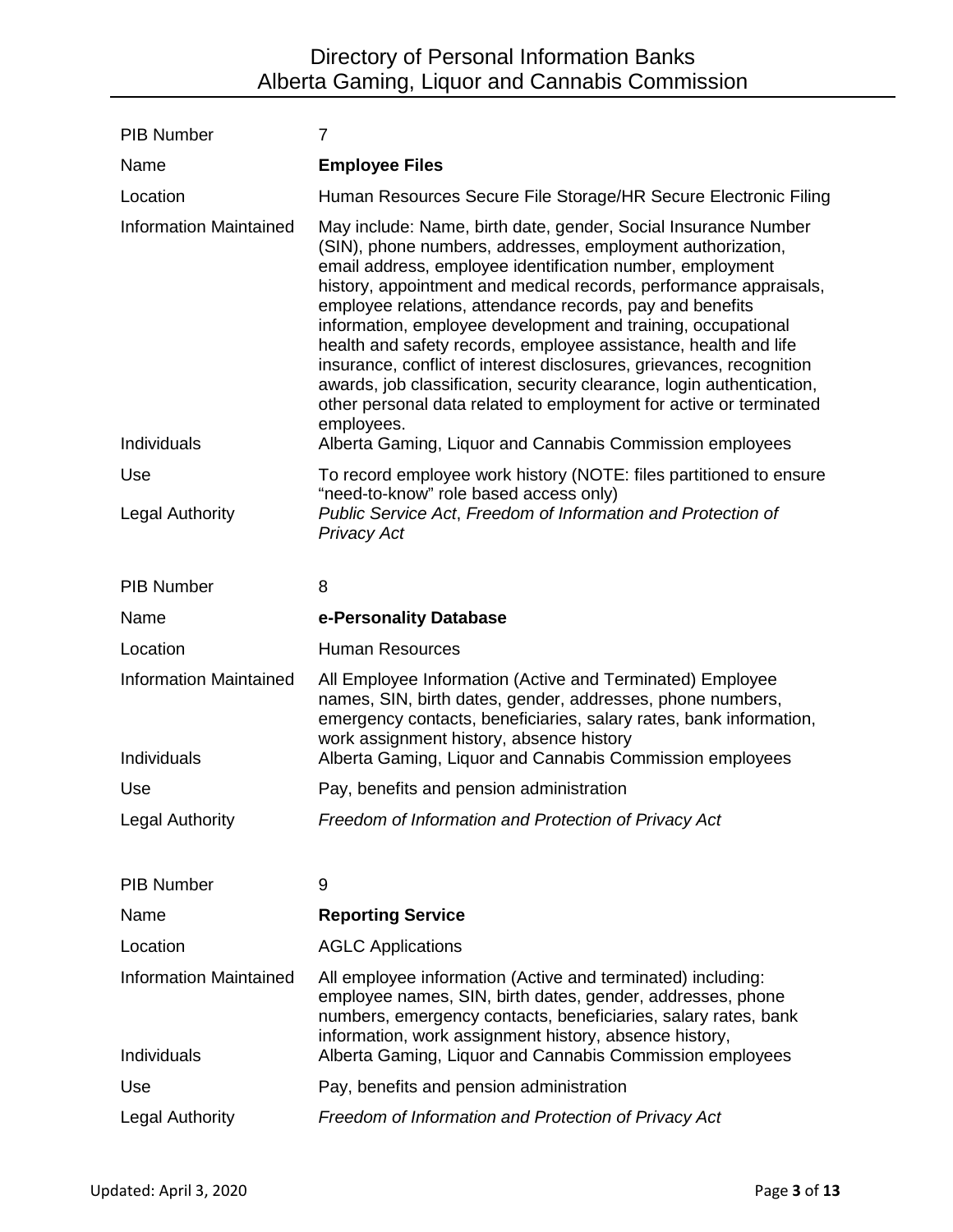| PIB Number | 7 |
|---|---|
| Name | **Employee Files** |
| Location | Human Resources Secure File Storage/HR Secure Electronic Filing |
| Information Maintained | May include: Name, birth date, gender, Social Insurance Number (SIN), phone numbers, addresses, employment authorization, email address, employee identification number, employment history, appointment and medical records, performance appraisals, employee relations, attendance records, pay and benefits information, employee development and training, occupational health and safety records, employee assistance, health and life insurance, conflict of interest disclosures, grievances, recognition awards, job classification, security clearance, login authentication, other personal data related to employment for active or terminated employees. |
| Individuals | Alberta Gaming, Liquor and Cannabis Commission employees |
| Use | To record employee work history (NOTE: files partitioned to ensure "need-to-know" role based access only) |
| Legal Authority | *Public Service Act*, *Freedom of Information and Protection of Privacy Act* |

| PIB Number | 8 |
|---|---|
| Name | **e-Personality Database** |
| Location | Human Resources |
| Information Maintained | All Employee Information (Active and Terminated) Employee names, SIN, birth dates, gender, addresses, phone numbers, emergency contacts, beneficiaries, salary rates, bank information, work assignment history, absence history |
| Individuals | Alberta Gaming, Liquor and Cannabis Commission employees |
| Use | Pay, benefits and pension administration |
| Legal Authority | *Freedom of Information and Protection of Privacy Act* |

| PIB Number | 9 |
|---|---|
| Name | **Reporting Service** |
| Location | AGLC Applications |
| Information Maintained | All employee information (Active and terminated) including: employee names, SIN, birth dates, gender, addresses, phone numbers, emergency contacts, beneficiaries, salary rates, bank information, work assignment history, absence history, |
| Individuals | Alberta Gaming, Liquor and Cannabis Commission employees |
| Use | Pay, benefits and pension administration |
| Legal Authority | *Freedom of Information and Protection of Privacy Act* |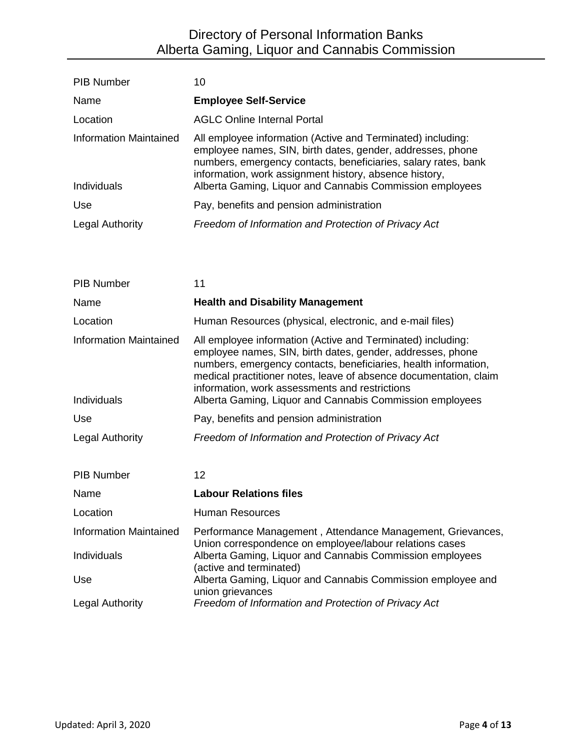| | |
|---|---|
| PIB Number | 10 |
| Name | **Employee Self-Service** |
| Location | AGLC Online Internal Portal |
| Information Maintained | All employee information (Active and Terminated) including: employee names, SIN, birth dates, gender, addresses, phone numbers, emergency contacts, beneficiaries, salary rates, bank information, work assignment history, absence history, |
| Individuals | Alberta Gaming, Liquor and Cannabis Commission employees |
| Use | Pay, benefits and pension administration |
| Legal Authority | *Freedom of Information and Protection of Privacy Act* |

| | |
|---|---|
| PIB Number | 11 |
| Name | **Health and Disability Management** |
| Location | Human Resources (physical, electronic, and e-mail files) |
| Information Maintained | All employee information (Active and Terminated) including: employee names, SIN, birth dates, gender, addresses, phone numbers, emergency contacts, beneficiaries, health information, medical practitioner notes, leave of absence documentation, claim information, work assessments and restrictions |
| Individuals | Alberta Gaming, Liquor and Cannabis Commission employees |
| Use | Pay, benefits and pension administration |
| Legal Authority | *Freedom of Information and Protection of Privacy Act* |

| | |
|---|---|
| PIB Number | 12 |
| Name | **Labour Relations files** |
| Location | Human Resources |
| Information Maintained | Performance Management , Attendance Management, Grievances, Union correspondence on employee/labour relations cases |
| Individuals | Alberta Gaming, Liquor and Cannabis Commission employees (active and terminated) |
| Use | Alberta Gaming, Liquor and Cannabis Commission employee and union grievances |
| Legal Authority | *Freedom of Information and Protection of Privacy Act* |

Updated: April 3, 2020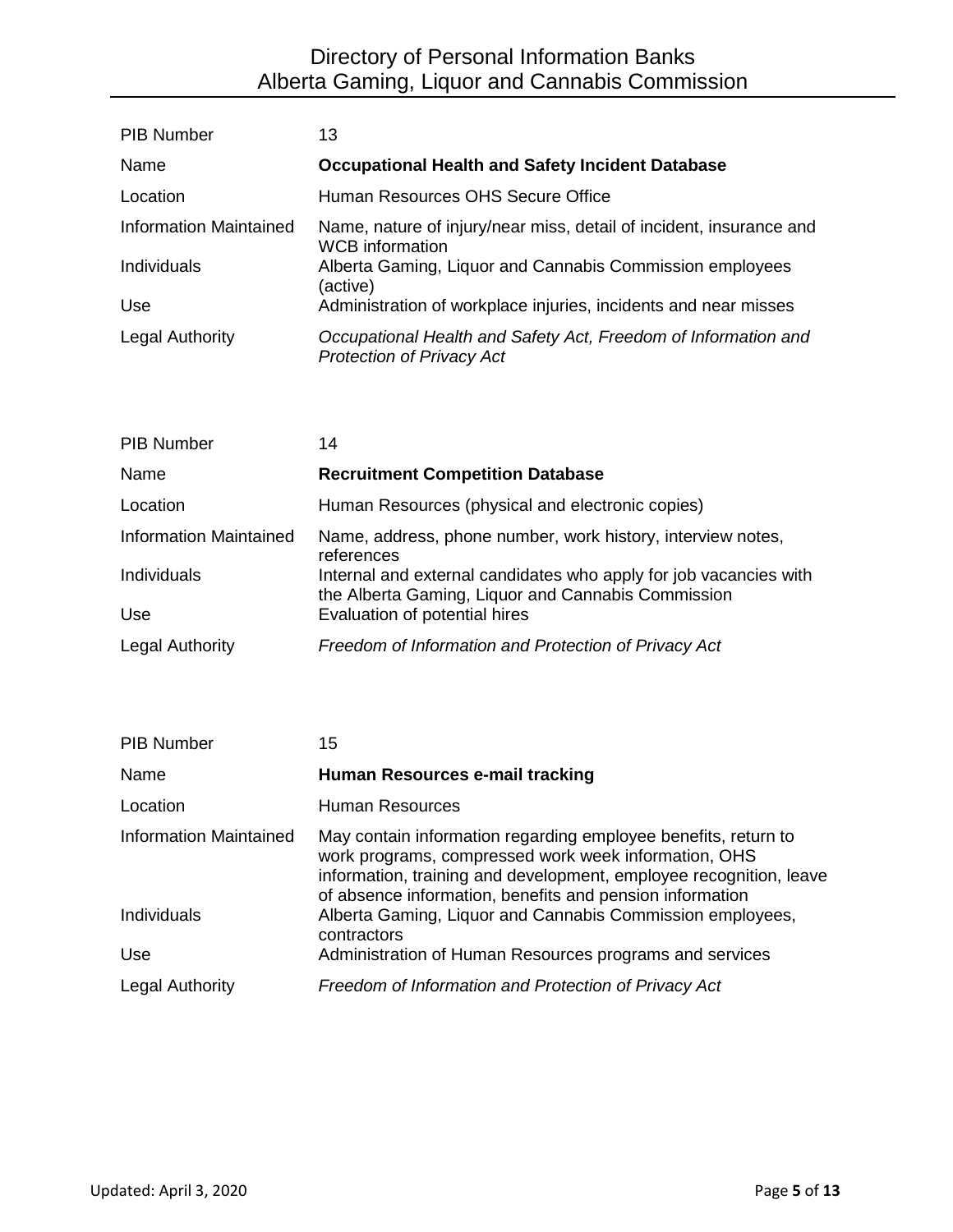| PIB Number | 13 |
| --- | --- |
| Name | **Occupational Health and Safety Incident Database** |
| Location | Human Resources OHS Secure Office |
| Information Maintained | Name, nature of injury/near miss, detail of incident, insurance and WCB information |
| Individuals | Alberta Gaming, Liquor and Cannabis Commission employees (active) |
| Use | Administration of workplace injuries, incidents and near misses |
| Legal Authority | *Occupational Health and Safety Act, Freedom of Information and Protection of Privacy Act* |

| PIB Number | 14 |
| --- | --- |
| Name | **Recruitment Competition Database** |
| Location | Human Resources (physical and electronic copies) |
| Information Maintained | Name, address, phone number, work history, interview notes, references |
| Individuals | Internal and external candidates who apply for job vacancies with the Alberta Gaming, Liquor and Cannabis Commission |
| Use | Evaluation of potential hires |
| Legal Authority | *Freedom of Information and Protection of Privacy Act* |

| PIB Number | 15 |
| --- | --- |
| Name | **Human Resources e-mail tracking** |
| Location | Human Resources |
| Information Maintained | May contain information regarding employee benefits, return to work programs, compressed work week information, OHS information, training and development, employee recognition, leave of absence information, benefits and pension information |
| Individuals | Alberta Gaming, Liquor and Cannabis Commission employees, contractors |
| Use | Administration of Human Resources programs and services |
| Legal Authority | *Freedom of Information and Protection of Privacy Act* |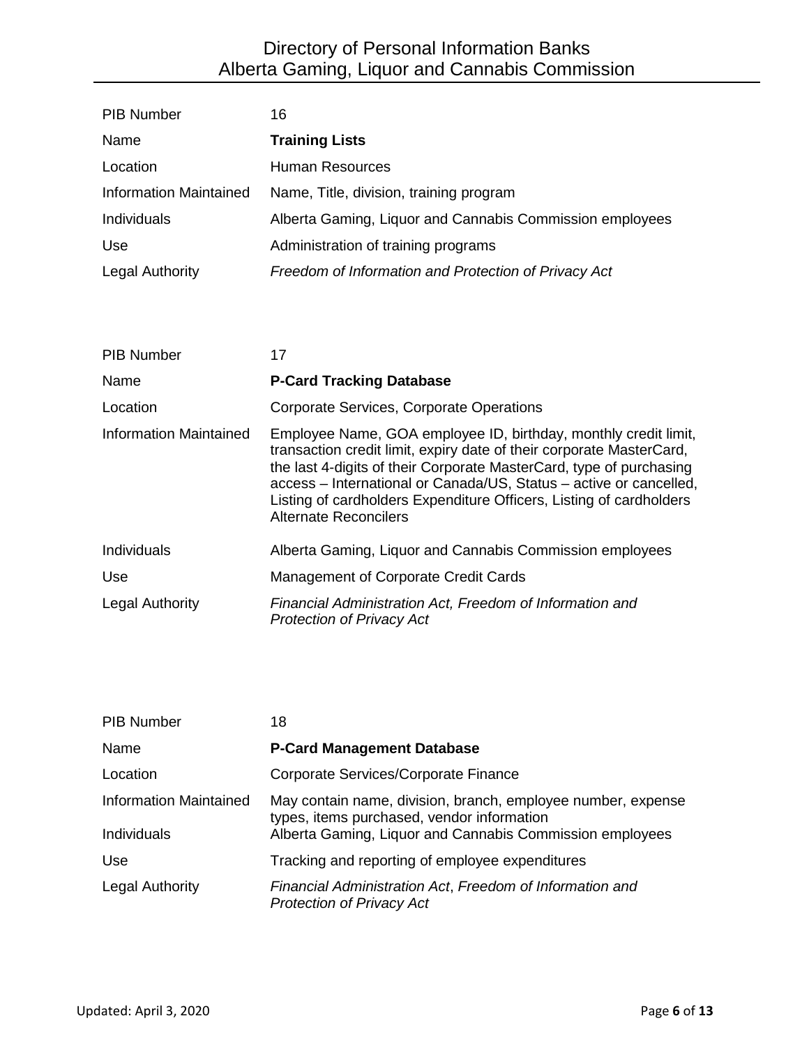| PIB Number | 16 |
| --- | --- |
| Name | **Training Lists** |
| Location | Human Resources |
| Information Maintained | Name, Title, division, training program |
| Individuals | Alberta Gaming, Liquor and Cannabis Commission employees |
| Use | Administration of training programs |
| Legal Authority | *Freedom of Information and Protection of Privacy Act* |

| PIB Number | 17 |
| --- | --- |
| Name | **P-Card Tracking Database** |
| Location | Corporate Services, Corporate Operations |
| Information Maintained | Employee Name, GOA employee ID, birthday, monthly credit limit, transaction credit limit, expiry date of their corporate MasterCard, the last 4-digits of their Corporate MasterCard, type of purchasing access – International or Canada/US, Status – active or cancelled, Listing of cardholders Expenditure Officers, Listing of cardholders Alternate Reconcilers |
| Individuals | Alberta Gaming, Liquor and Cannabis Commission employees |
| Use | Management of Corporate Credit Cards |
| Legal Authority | *Financial Administration Act, Freedom of Information and Protection of Privacy Act* |

| PIB Number | 18 |
| --- | --- |
| Name | **P-Card Management Database** |
| Location | Corporate Services/Corporate Finance |
| Information Maintained | May contain name, division, branch, employee number, expense types, items purchased, vendor information |
| Individuals | Alberta Gaming, Liquor and Cannabis Commission employees |
| Use | Tracking and reporting of employee expenditures |
| Legal Authority | *Financial Administration Act*, *Freedom of Information and Protection of Privacy Act* |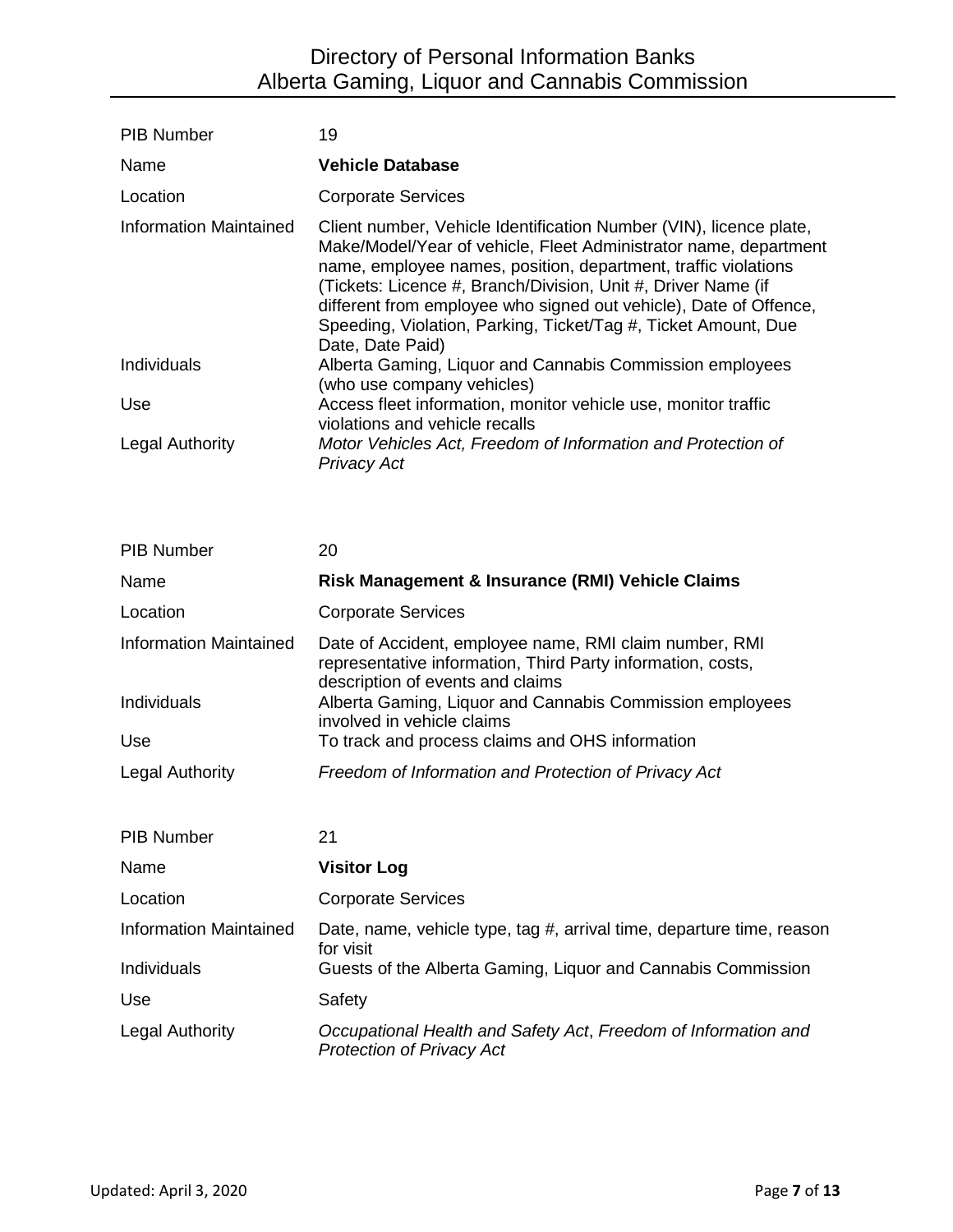| | |
|---|---|
| PIB Number | 19 |
| Name | **Vehicle Database** |
| Location | Corporate Services |
| Information Maintained | Client number, Vehicle Identification Number (VIN), licence plate, Make/Model/Year of vehicle, Fleet Administrator name, department name, employee names, position, department, traffic violations (Tickets: Licence #, Branch/Division, Unit #, Driver Name (if different from employee who signed out vehicle), Date of Offence, Speeding, Violation, Parking, Ticket/Tag #, Ticket Amount, Due Date, Date Paid) |
| Individuals | Alberta Gaming, Liquor and Cannabis Commission employees (who use company vehicles) |
| Use | Access fleet information, monitor vehicle use, monitor traffic violations and vehicle recalls |
| Legal Authority | *Motor Vehicles Act, Freedom of Information and Protection of Privacy Act* |

| | |
|---|---|
| PIB Number | 20 |
| Name | **Risk Management & Insurance (RMI) Vehicle Claims** |
| Location | Corporate Services |
| Information Maintained | Date of Accident, employee name, RMI claim number, RMI representative information, Third Party information, costs, description of events and claims |
| Individuals | Alberta Gaming, Liquor and Cannabis Commission employees involved in vehicle claims |
| Use | To track and process claims and OHS information |
| Legal Authority | *Freedom of Information and Protection of Privacy Act* |

| | |
|---|---|
| PIB Number | 21 |
| Name | **Visitor Log** |
| Location | Corporate Services |
| Information Maintained | Date, name, vehicle type, tag #, arrival time, departure time, reason for visit |
| Individuals | Guests of the Alberta Gaming, Liquor and Cannabis Commission |
| Use | Safety |
| Legal Authority | *Occupational Health and Safety Act*, *Freedom of Information and Protection of Privacy Act* |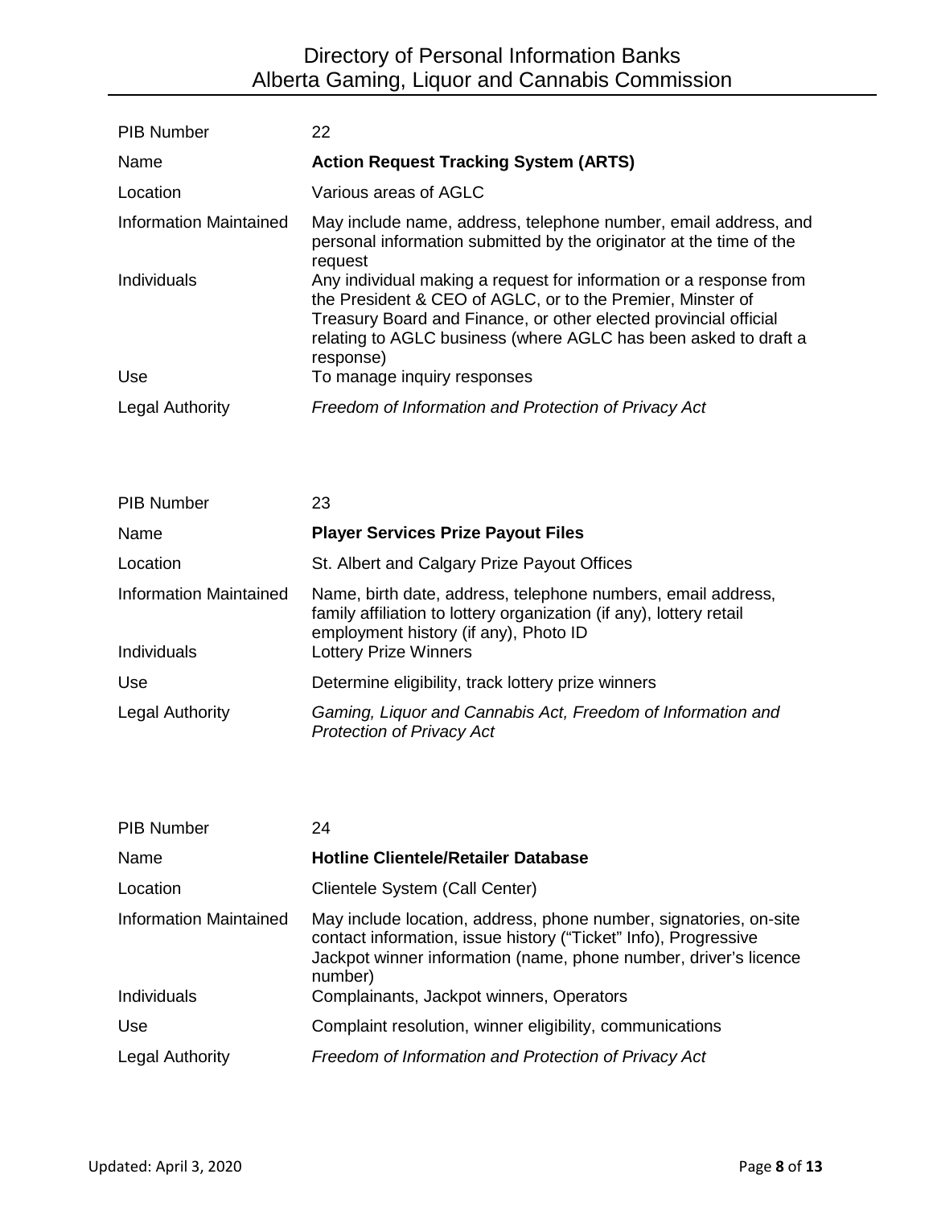| PIB Number | 22 |
|---|---|
| Name | **Action Request Tracking System (ARTS)** |
| Location | Various areas of AGLC |
| Information Maintained | May include name, address, telephone number, email address, and personal information submitted by the originator at the time of the request |
| Individuals | Any individual making a request for information or a response from the President & CEO of AGLC, or to the Premier, Minster of Treasury Board and Finance, or other elected provincial official relating to AGLC business (where AGLC has been asked to draft a response) |
| Use | To manage inquiry responses |
| Legal Authority | *Freedom of Information and Protection of Privacy Act* |

| PIB Number | 23 |
|---|---|
| Name | **Player Services Prize Payout Files** |
| Location | St. Albert and Calgary Prize Payout Offices |
| Information Maintained | Name, birth date, address, telephone numbers, email address, family affiliation to lottery organization (if any), lottery retail employment history (if any), Photo ID |
| Individuals | Lottery Prize Winners |
| Use | Determine eligibility, track lottery prize winners |
| Legal Authority | *Gaming, Liquor and Cannabis Act, Freedom of Information and Protection of Privacy Act* |

| PIB Number | 24 |
|---|---|
| Name | **Hotline Clientele/Retailer Database** |
| Location | Clientele System (Call Center) |
| Information Maintained | May include location, address, phone number, signatories, on-site contact information, issue history ("Ticket" Info), Progressive Jackpot winner information (name, phone number, driver's licence number) |
| Individuals | Complainants, Jackpot winners, Operators |
| Use | Complaint resolution, winner eligibility, communications |
| Legal Authority | *Freedom of Information and Protection of Privacy Act* |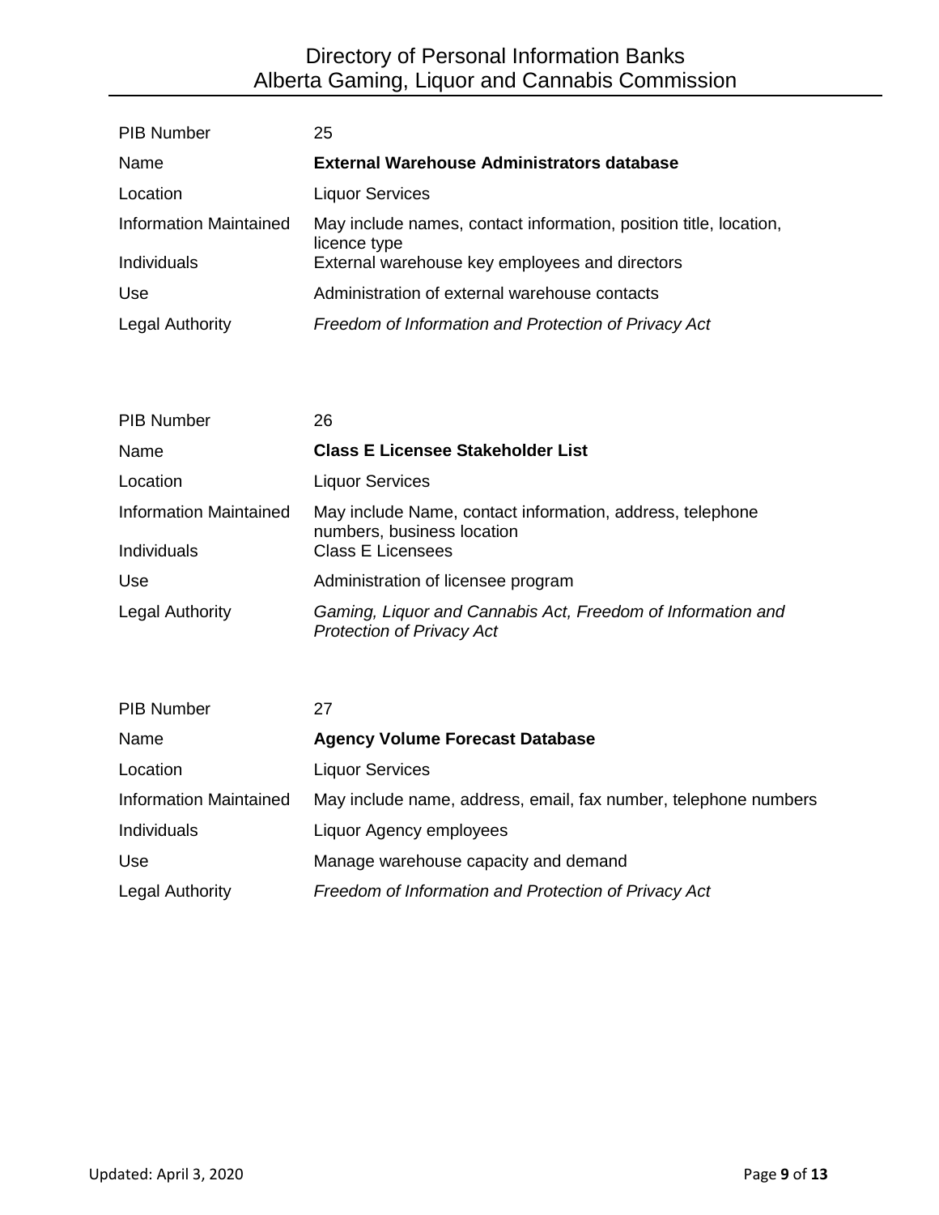| | |
|---|---|
| PIB Number | 25 |
| Name | **External Warehouse Administrators database** |
| Location | Liquor Services |
| Information Maintained | May include names, contact information, position title, location, licence type |
| Individuals | External warehouse key employees and directors |
| Use | Administration of external warehouse contacts |
| Legal Authority | *Freedom of Information and Protection of Privacy Act* |

| | |
|---|---|
| PIB Number | 26 |
| Name | **Class E Licensee Stakeholder List** |
| Location | Liquor Services |
| Information Maintained | May include Name, contact information, address, telephone numbers, business location |
| Individuals | Class E Licensees |
| Use | Administration of licensee program |
| Legal Authority | *Gaming, Liquor and Cannabis Act, Freedom of Information and Protection of Privacy Act* |

| | |
|---|---|
| PIB Number | 27 |
| Name | **Agency Volume Forecast Database** |
| Location | Liquor Services |
| Information Maintained | May include name, address, email, fax number, telephone numbers |
| Individuals | Liquor Agency employees |
| Use | Manage warehouse capacity and demand |
| Legal Authority | *Freedom of Information and Protection of Privacy Act* |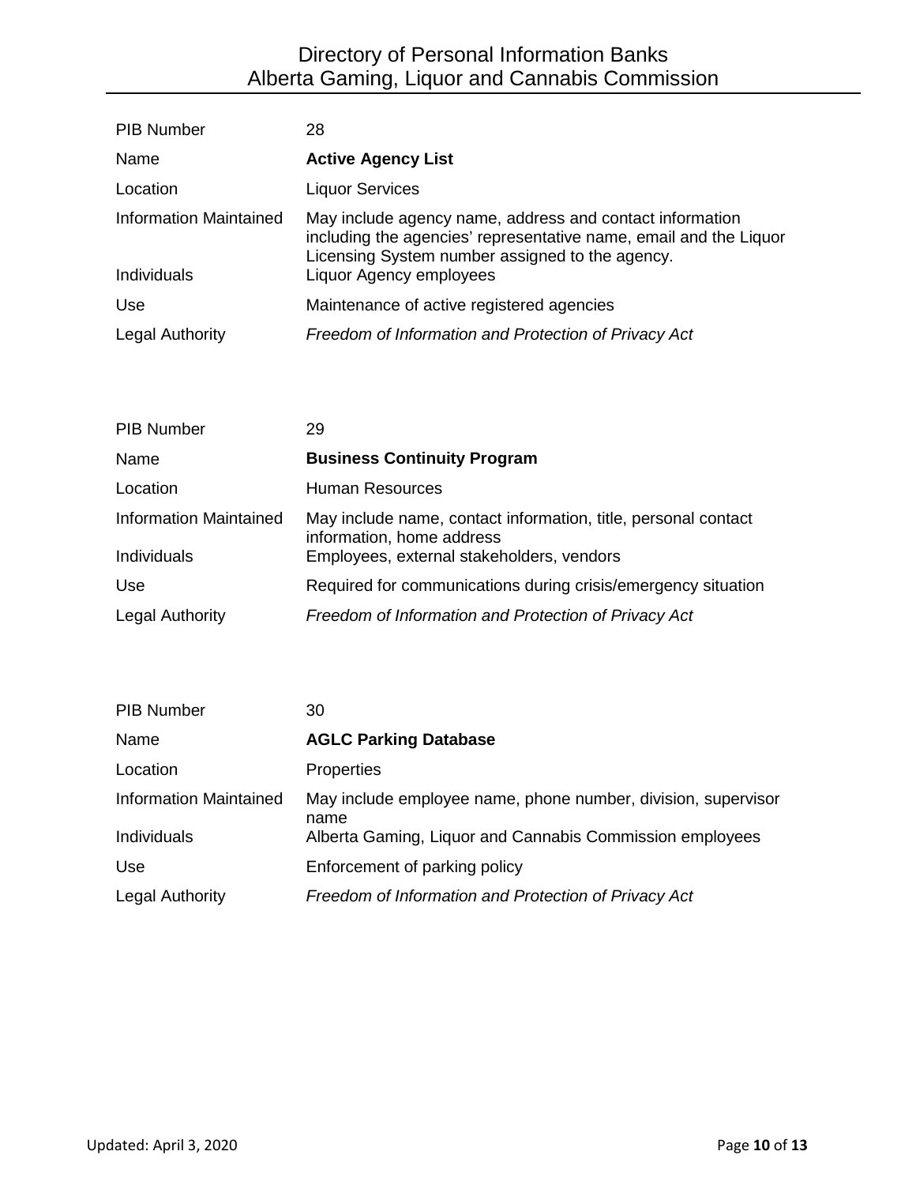| PIB Number | 28 |
| --- | --- |
| Name | **Active Agency List** |
| Location | Liquor Services |
| Information Maintained | May include agency name, address and contact information including the agencies' representative name, email and the Liquor Licensing System number assigned to the agency. |
| Individuals | Liquor Agency employees |
| Use | Maintenance of active registered agencies |
| Legal Authority | *Freedom of Information and Protection of Privacy Act* |

| PIB Number | 29 |
| --- | --- |
| Name | **Business Continuity Program** |
| Location | Human Resources |
| Information Maintained | May include name, contact information, title, personal contact information, home address |
| Individuals | Employees, external stakeholders, vendors |
| Use | Required for communications during crisis/emergency situation |
| Legal Authority | *Freedom of Information and Protection of Privacy Act* |

| PIB Number | 30 |
| --- | --- |
| Name | **AGLC Parking Database** |
| Location | Properties |
| Information Maintained | May include employee name, phone number, division, supervisor name |
| Individuals | Alberta Gaming, Liquor and Cannabis Commission employees |
| Use | Enforcement of parking policy |
| Legal Authority | *Freedom of Information and Protection of Privacy Act* |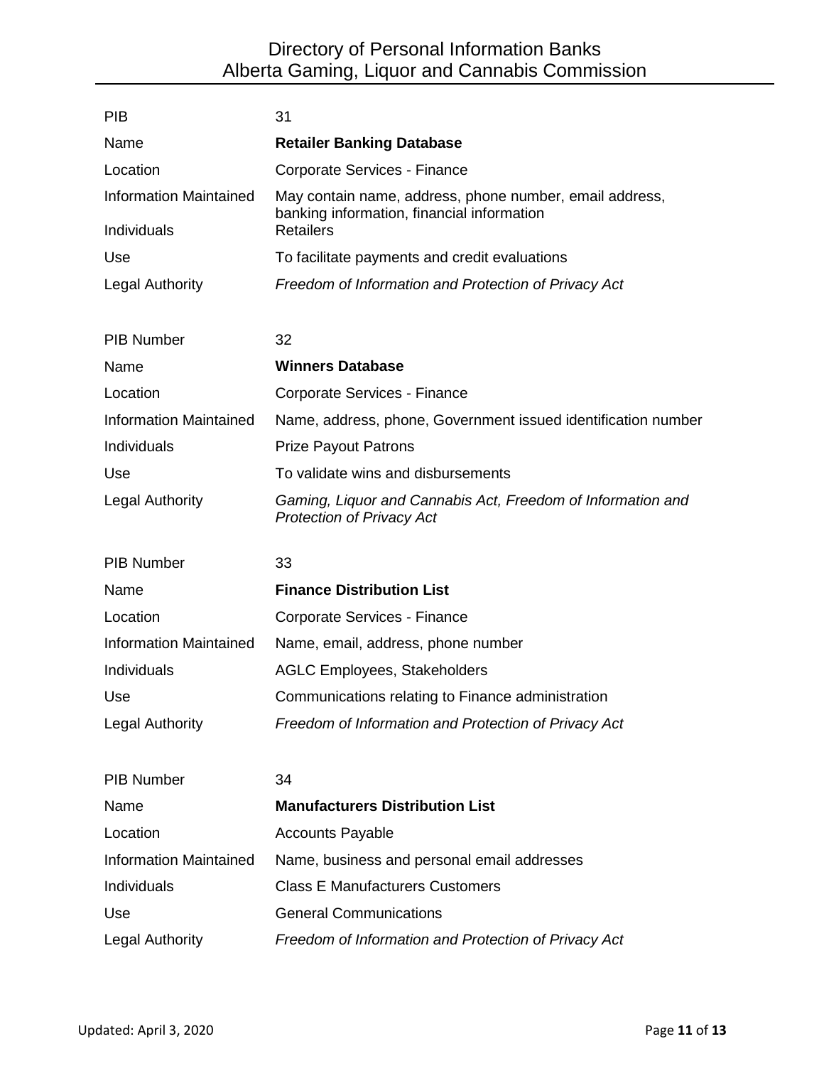| PIB | 31 |
| --- | --- |
| Name | **Retailer Banking Database** |
| Location | Corporate Services - Finance |
| Information Maintained | May contain name, address, phone number, email address, banking information, financial information |
| Individuals | Retailers |
| Use | To facilitate payments and credit evaluations |
| Legal Authority | *Freedom of Information and Protection of Privacy Act* |

| PIB Number | 32 |
| --- | --- |
| Name | **Winners Database** |
| Location | Corporate Services - Finance |
| Information Maintained | Name, address, phone, Government issued identification number |
| Individuals | Prize Payout Patrons |
| Use | To validate wins and disbursements |
| Legal Authority | *Gaming, Liquor and Cannabis Act, Freedom of Information and Protection of Privacy Act* |

| PIB Number | 33 |
| --- | --- |
| Name | **Finance Distribution List** |
| Location | Corporate Services - Finance |
| Information Maintained | Name, email, address, phone number |
| Individuals | AGLC Employees, Stakeholders |
| Use | Communications relating to Finance administration |
| Legal Authority | *Freedom of Information and Protection of Privacy Act* |

| PIB Number | 34 |
| --- | --- |
| Name | **Manufacturers Distribution List** |
| Location | Accounts Payable |
| Information Maintained | Name, business and personal email addresses |
| Individuals | Class E Manufacturers Customers |
| Use | General Communications |
| Legal Authority | *Freedom of Information and Protection of Privacy Act* |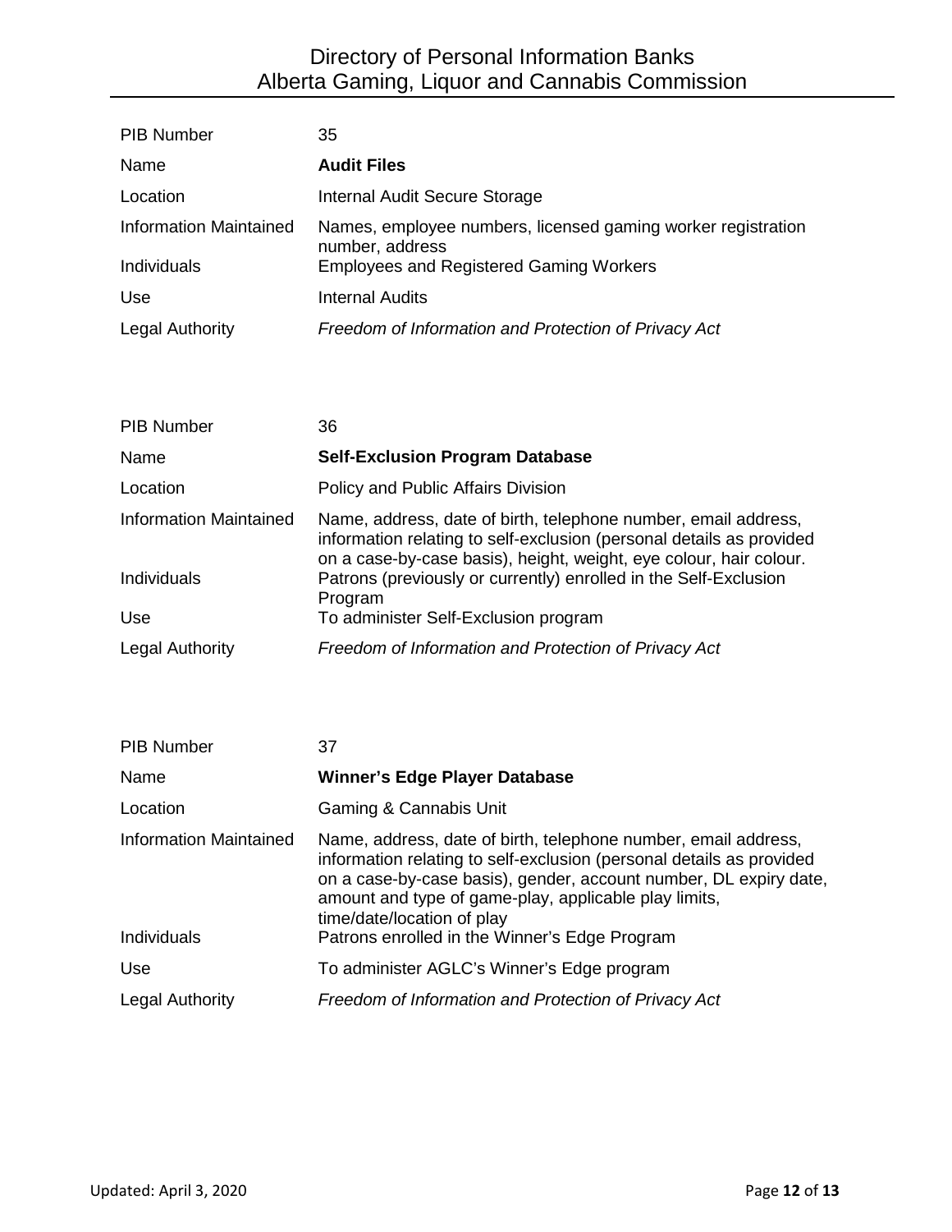| | |
|---|---|
| PIB Number | 35 |
| Name | **Audit Files** |
| Location | Internal Audit Secure Storage |
| Information Maintained | Names, employee numbers, licensed gaming worker registration number, address |
| Individuals | Employees and Registered Gaming Workers |
| Use | Internal Audits |
| Legal Authority | *Freedom of Information and Protection of Privacy Act* |

| | |
|---|---|
| PIB Number | 36 |
| Name | **Self-Exclusion Program Database** |
| Location | Policy and Public Affairs Division |
| Information Maintained | Name, address, date of birth, telephone number, email address, information relating to self-exclusion (personal details as provided on a case-by-case basis), height, weight, eye colour, hair colour. |
| Individuals | Patrons (previously or currently) enrolled in the Self-Exclusion Program |
| Use | To administer Self-Exclusion program |
| Legal Authority | *Freedom of Information and Protection of Privacy Act* |

| | |
|---|---|
| PIB Number | 37 |
| Name | **Winner's Edge Player Database** |
| Location | Gaming & Cannabis Unit |
| Information Maintained | Name, address, date of birth, telephone number, email address, information relating to self-exclusion (personal details as provided on a case-by-case basis), gender, account number, DL expiry date, amount and type of game-play, applicable play limits, time/date/location of play |
| Individuals | Patrons enrolled in the Winner's Edge Program |
| Use | To administer AGLC's Winner's Edge program |
| Legal Authority | *Freedom of Information and Protection of Privacy Act* |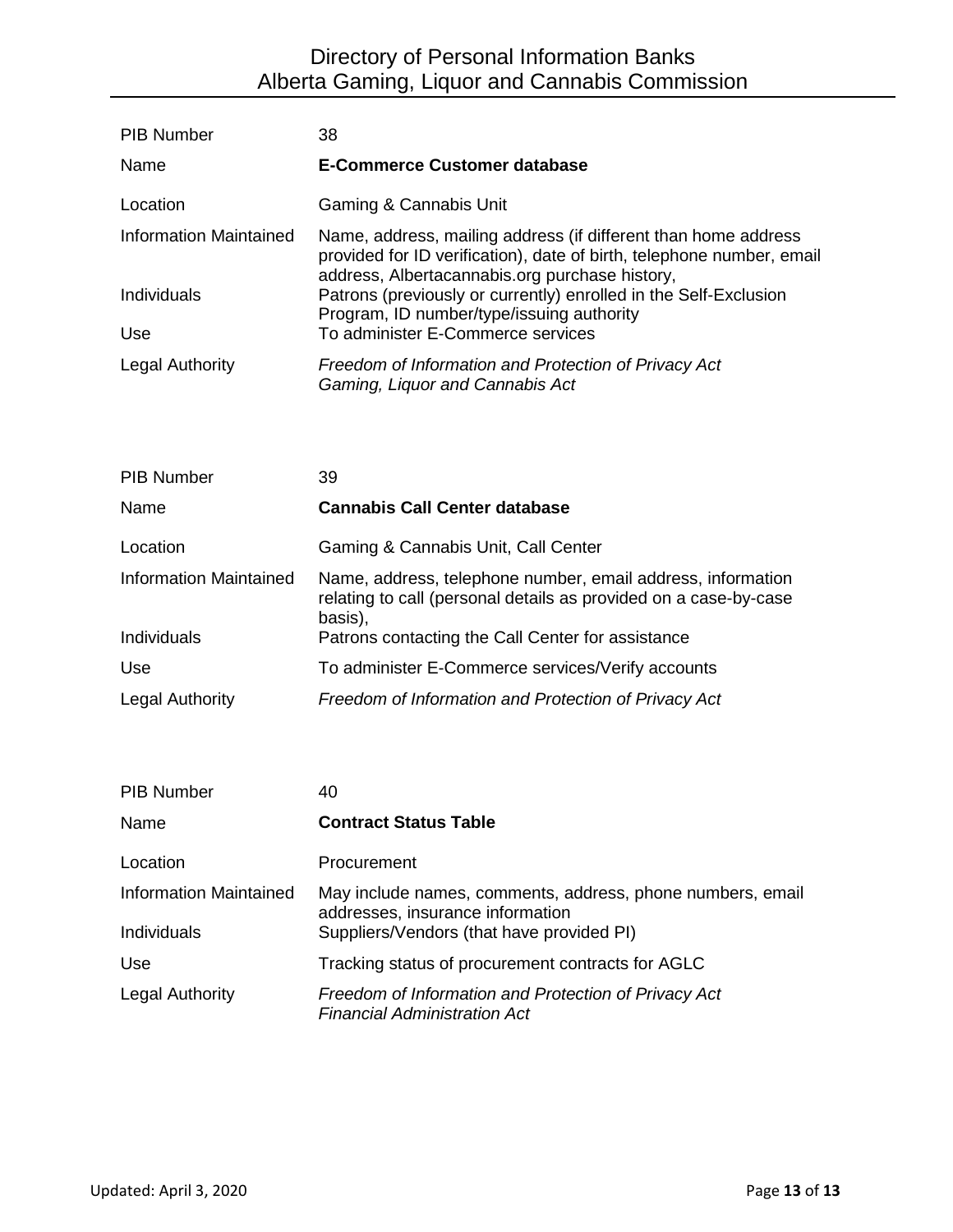| | |
|---|---|
| PIB Number | 38 |
| Name | **E-Commerce Customer database** |
| Location | Gaming & Cannabis Unit |
| Information Maintained | Name, address, mailing address (if different than home address provided for ID verification), date of birth, telephone number, email address, Albertacannabis.org purchase history, |
| Individuals | Patrons (previously or currently) enrolled in the Self-Exclusion Program, ID number/type/issuing authority |
| Use | To administer E-Commerce services |
| Legal Authority | *Freedom of Information and Protection of Privacy Act* *Gaming, Liquor and Cannabis Act* |

| | |
|---|---|
| PIB Number | 39 |
| Name | **Cannabis Call Center database** |
| Location | Gaming & Cannabis Unit, Call Center |
| Information Maintained | Name, address, telephone number, email address, information relating to call (personal details as provided on a case-by-case basis), |
| Individuals | Patrons contacting the Call Center for assistance |
| Use | To administer E-Commerce services/Verify accounts |
| Legal Authority | *Freedom of Information and Protection of Privacy Act* |

| | |
|---|---|
| PIB Number | 40 |
| Name | **Contract Status Table** |
| Location | Procurement |
| Information Maintained | May include names, comments, address, phone numbers, email addresses, insurance information |
| Individuals | Suppliers/Vendors (that have provided PI) |
| Use | Tracking status of procurement contracts for AGLC |
| Legal Authority | *Freedom of Information and Protection of Privacy Act* *Financial Administration Act* |